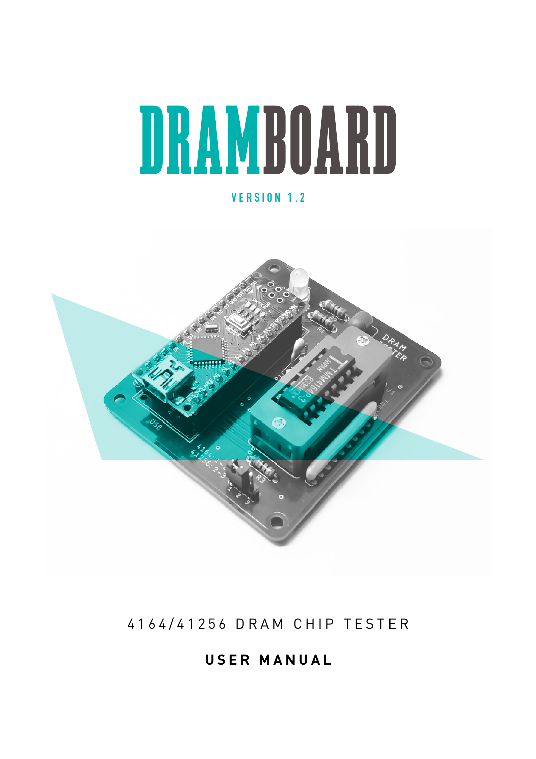# DRAMBOARD

VERSION 1.2

4164/41256 DRAM CHIP TESTER

**USER MANUAL**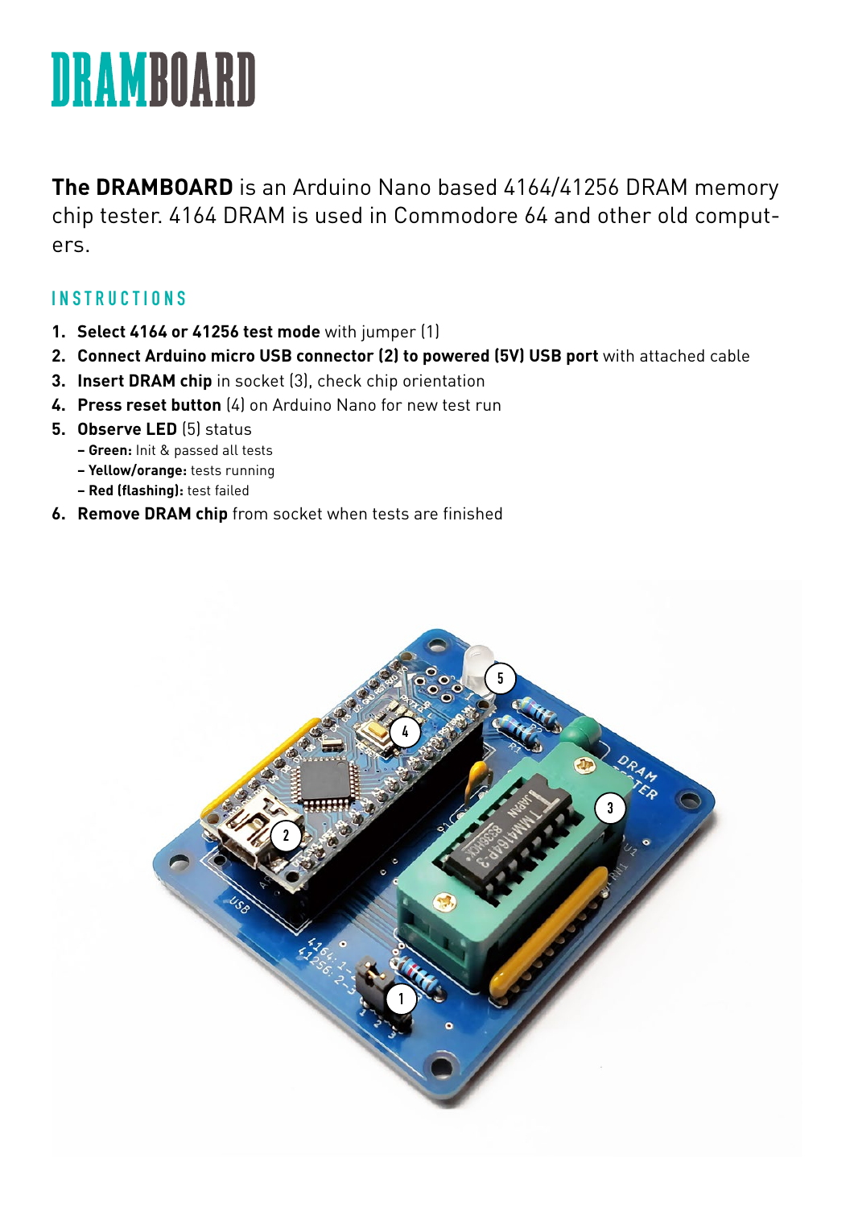# DRAMBOARD

**The DRAMBOARD** is an Arduino Nano based 4164/41256 DRAM memory chip tester. 4164 DRAM is used in Commodore 64 and other old computers.

## INSTRUCTIONS

1. **Select 4164 or 41256 test mode** with jumper (1)
2. **Connect Arduino micro USB connector (2) to powered (5V) USB port** with attached cable
3. **Insert DRAM chip** in socket (3), check chip orientation
4. **Press reset button** (4) on Arduino Nano for new test run
5. **Observe LED** (5) status
   - **Green:** Init & passed all tests
   - **Yellow/orange:** tests running
   - **Red (flashing):** test failed
6. **Remove DRAM chip** from socket when tests are finished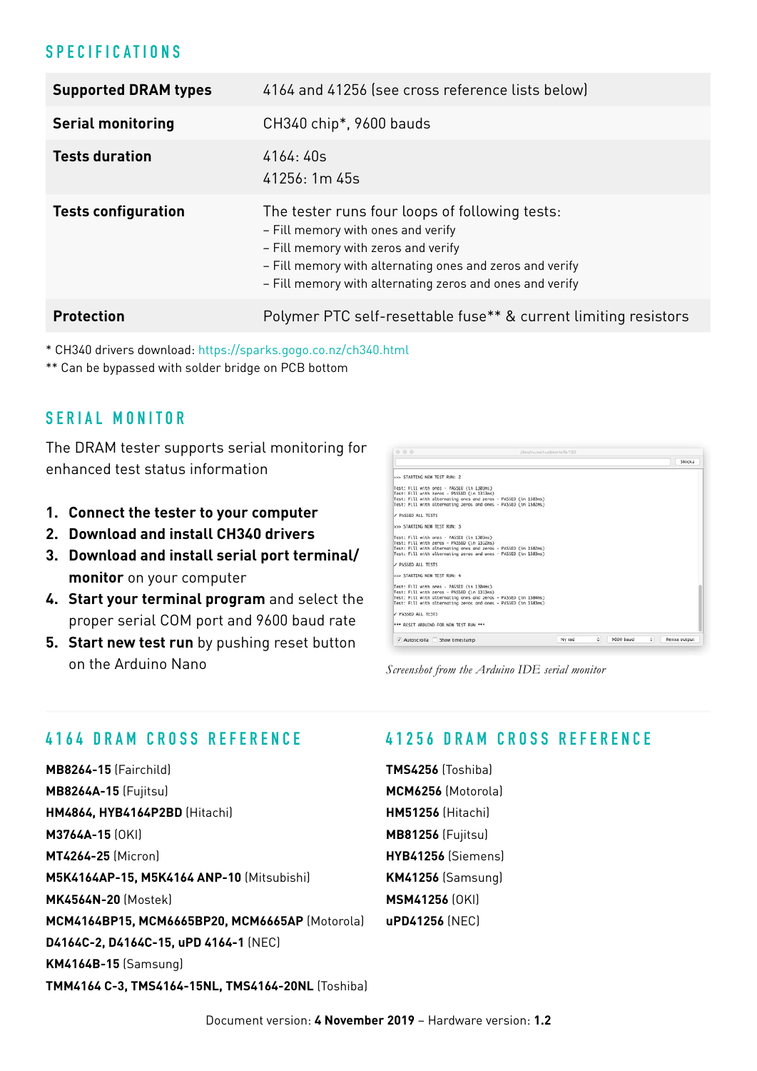## SPECIFICATIONS

| | |
|---|---|
| **Supported DRAM types** | 4164 and 41256 (see cross reference lists below) |
| **Serial monitoring** | CH340 chip*, 9600 bauds |
| **Tests duration** | 4164: 40s<br>41256: 1m 45s |
| **Tests configuration** | The tester runs four loops of following tests:<br>– Fill memory with ones and verify<br>– Fill memory with zeros and verify<br>– Fill memory with alternating ones and zeros and verify<br>– Fill memory with alternating zeros and ones and verify |
| **Protection** | Polymer PTC self-resettable fuse** & current limiting resistors |

\* CH340 drivers download: https://sparks.gogo.co.nz/ch340.html
** Can be bypassed with solder bridge on PCB bottom

## SERIAL MONITOR

The DRAM tester supports serial monitoring for enhanced test status information

1. **Connect the tester to your computer**
2. **Download and install CH340 drivers**
3. **Download and install serial port terminal/ monitor** on your computer
4. **Start your terminal program** and select the proper serial COM port and 9600 baud rate
5. **Start new test run** by pushing reset button on the Arduino Nano

```
>>> STARTING NEW TEST RUN: 2

Test: Fill with ones - PASSED (in 1303ms)
Test: Fill with zeros - PASSED (in 1313ms)
Test: Fill with alternating ones and zeros - PASSED (in 1583ms)
Test: Fill with alternating zeros and ones - PASSED (in 1583ms)

✓ PASSED ALL TESTS

>>> STARTING NEW TEST RUN: 3

Test: Fill with ones - PASSED (in 1303ms)
Test: Fill with zeros - PASSED (in 1312ms)
Test: Fill with alternating ones and zeros - PASSED (in 1582ms)
Test: Fill with alternating zeros and ones - PASSED (in 1583ms)

✓ PASSED ALL TESTS

>>> STARTING NEW TEST RUN: 4

Test: Fill with ones - PASSED (in 1304ms)
Test: Fill with zeros - PASSED (in 1313ms)
Test: Fill with alternating ones and zeros - PASSED (in 1584ms)
Test: Fill with alternating zeros and ones - PASSED (in 1583ms)

✓ PASSED ALL TESTS

*** RESET ARDUINO FOR NEW TEST RUN ***
```

*Screenshot from the Arduino IDE serial monitor*

## 4164 DRAM CROSS REFERENCE

**MB8264-15** (Fairchild)
**MB8264A-15** (Fujitsu)
**HM4864, HYB4164P2BD** (Hitachi)
**M3764A-15** (OKI)
**MT4264-25** (Micron)
**M5K4164AP-15, M5K4164 ANP-10** (Mitsubishi)
**MK4564N-20** (Mostek)
**MCM4164BP15, MCM6665BP20, MCM6665AP** (Motorola)
**D4164C-2, D4164C-15, uPD 4164-1** (NEC)
**KM4164B-15** (Samsung)
**TMM4164 C-3, TMS4164-15NL, TMS4164-20NL** (Toshiba)

## 41256 DRAM CROSS REFERENCE

**TMS4256** (Toshiba)
**MCM6256** (Motorola)
**HM51256** (Hitachi)
**MB81256** (Fujitsu)
**HYB41256** (Siemens)
**KM41256** (Samsung)
**MSM41256** (OKI)
**uPD41256** (NEC)

Document version: **4 November 2019** – Hardware version: **1.2**